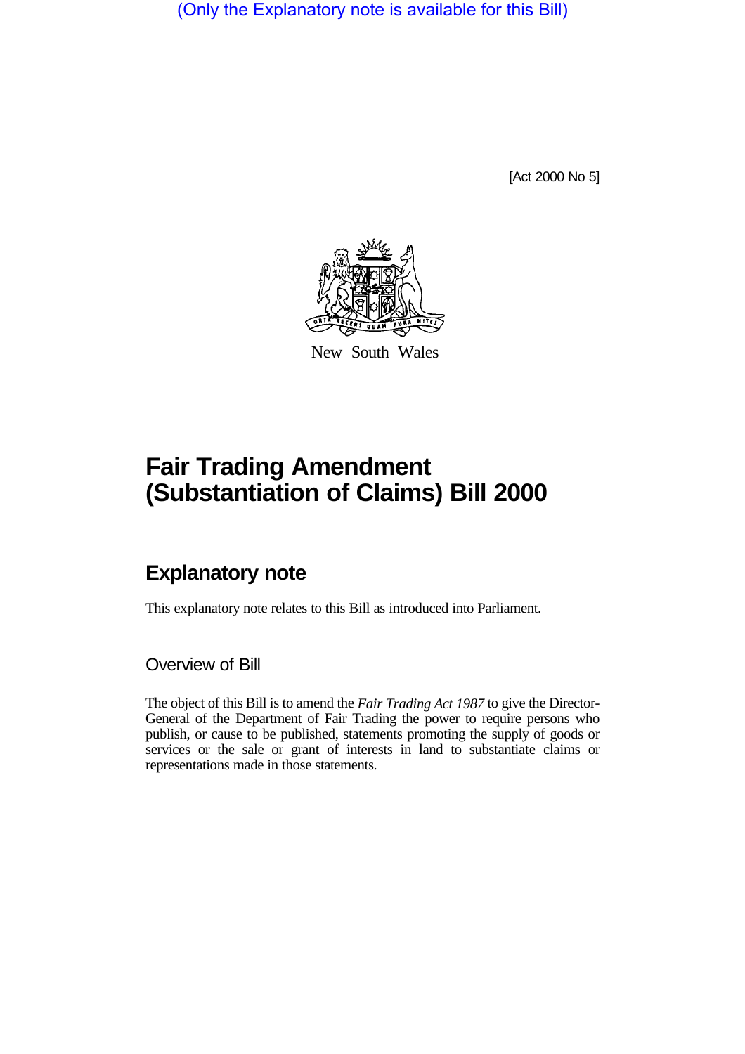(Only the Explanatory note is available for this Bill)

[Act 2000 No 5]

New South Wales

# Fair Trading Amendment (Substantiation of Claims) Bill 2000

## Explanatory note

This explanatory note relates to this Bill as introduced into Parliament.

### Overview of Bill

The object of this Bill is to amend the *Fair Trading Act 1987* to give the Director-General of the Department of Fair Trading the power to require persons who publish, or cause to be published, statements promoting the supply of goods or services or the sale or grant of interests in land to substantiate claims or representations made in those statements.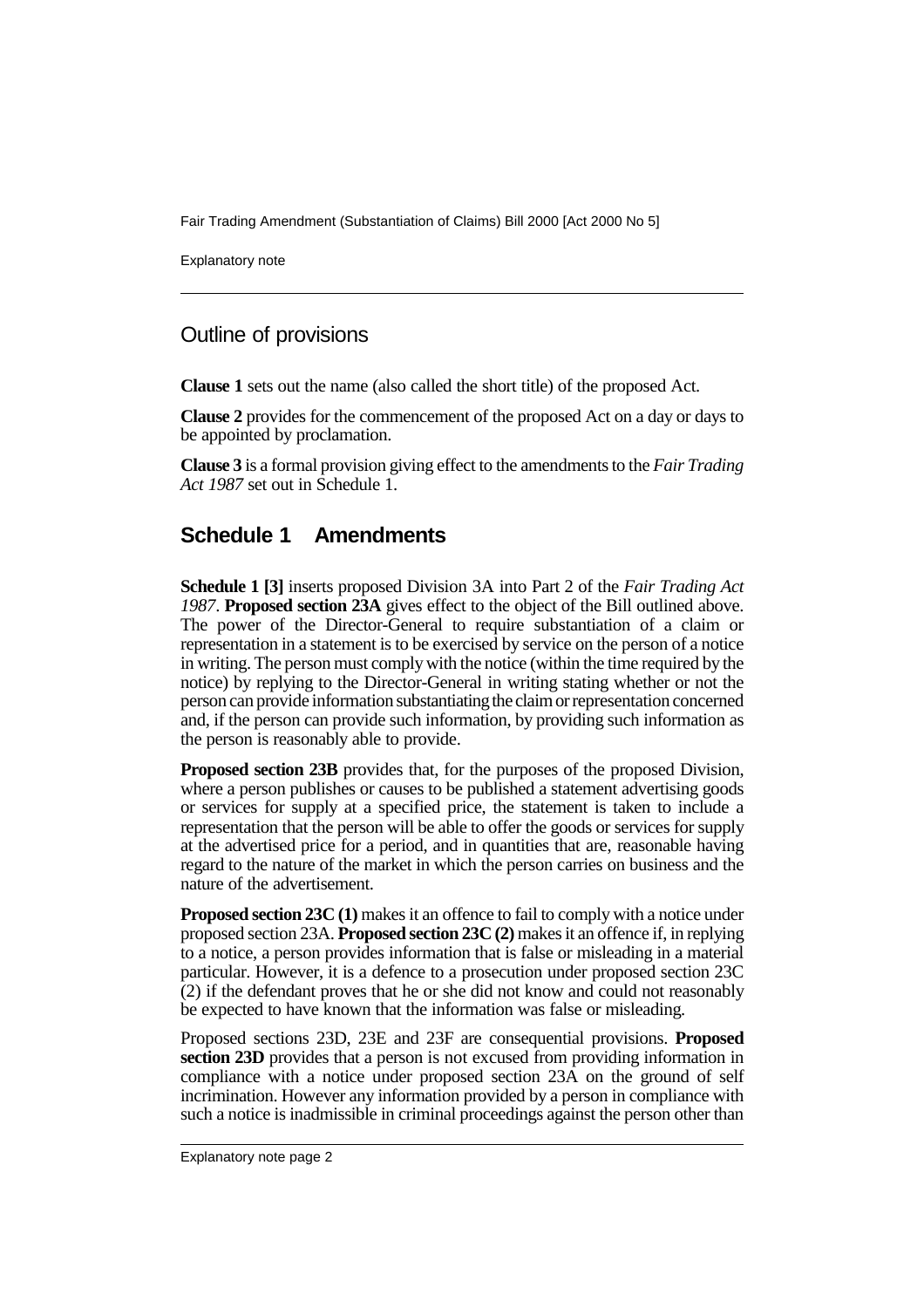## Outline of provisions

**Clause 1** sets out the name (also called the short title) of the proposed Act.

**Clause 2** provides for the commencement of the proposed Act on a day or days to be appointed by proclamation.

**Clause 3** is a formal provision giving effect to the amendments to the *Fair Trading Act 1987* set out in Schedule 1.

## Schedule 1 Amendments

**Schedule 1 [3]** inserts proposed Division 3A into Part 2 of the *Fair Trading Act 1987*. **Proposed section 23A** gives effect to the object of the Bill outlined above. The power of the Director-General to require substantiation of a claim or representation in a statement is to be exercised by service on the person of a notice in writing. The person must comply with the notice (within the time required by the notice) by replying to the Director-General in writing stating whether or not the person can provide information substantiating the claim or representation concerned and, if the person can provide such information, by providing such information as the person is reasonably able to provide.

**Proposed section 23B** provides that, for the purposes of the proposed Division, where a person publishes or causes to be published a statement advertising goods or services for supply at a specified price, the statement is taken to include a representation that the person will be able to offer the goods or services for supply at the advertised price for a period, and in quantities that are, reasonable having regard to the nature of the market in which the person carries on business and the nature of the advertisement.

**Proposed section 23C (1)** makes it an offence to fail to comply with a notice under proposed section 23A. **Proposed section 23C (2)** makes it an offence if, in replying to a notice, a person provides information that is false or misleading in a material particular. However, it is a defence to a prosecution under proposed section 23C (2) if the defendant proves that he or she did not know and could not reasonably be expected to have known that the information was false or misleading.

Proposed sections 23D, 23E and 23F are consequential provisions. **Proposed section 23D** provides that a person is not excused from providing information in compliance with a notice under proposed section 23A on the ground of self incrimination. However any information provided by a person in compliance with such a notice is inadmissible in criminal proceedings against the person other than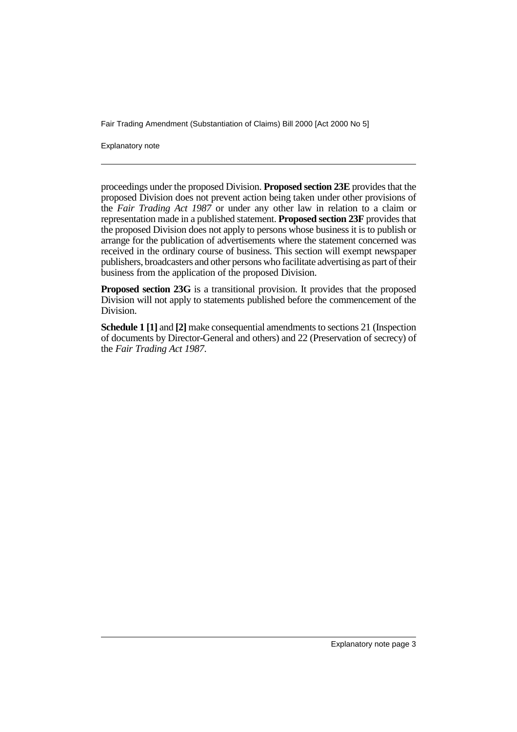proceedings under the proposed Division. **Proposed section 23E** provides that the proposed Division does not prevent action being taken under other provisions of the *Fair Trading Act 1987* or under any other law in relation to a claim or representation made in a published statement. **Proposed section 23F** provides that the proposed Division does not apply to persons whose business it is to publish or arrange for the publication of advertisements where the statement concerned was received in the ordinary course of business. This section will exempt newspaper publishers, broadcasters and other persons who facilitate advertising as part of their business from the application of the proposed Division.

**Proposed section 23G** is a transitional provision. It provides that the proposed Division will not apply to statements published before the commencement of the Division.

**Schedule 1 [1]** and **[2]** make consequential amendments to sections 21 (Inspection of documents by Director-General and others) and 22 (Preservation of secrecy) of the *Fair Trading Act 1987*.